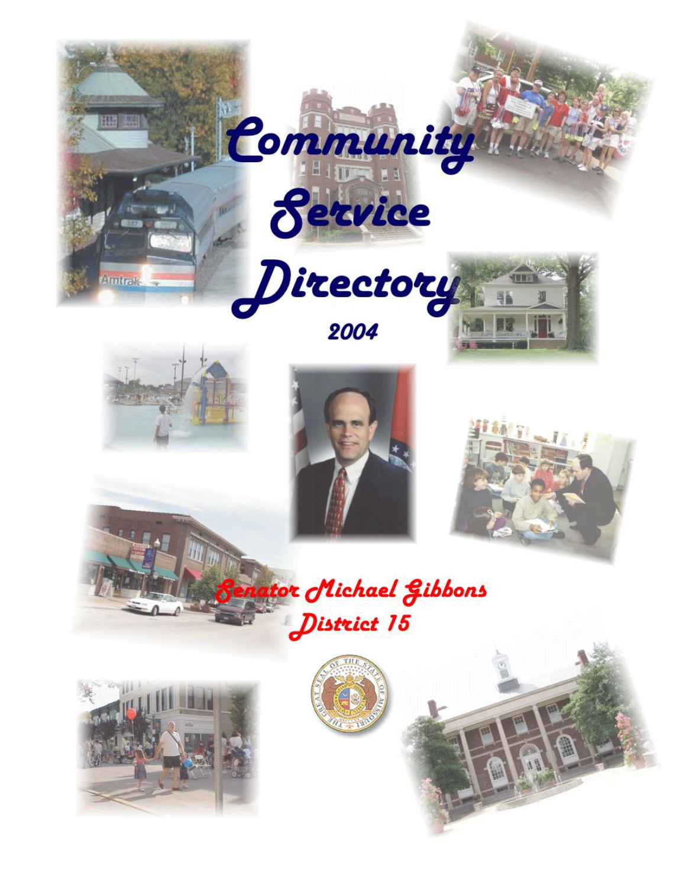# Community Service Directory

## 2004

### Senator Michael Gibbons
### District 15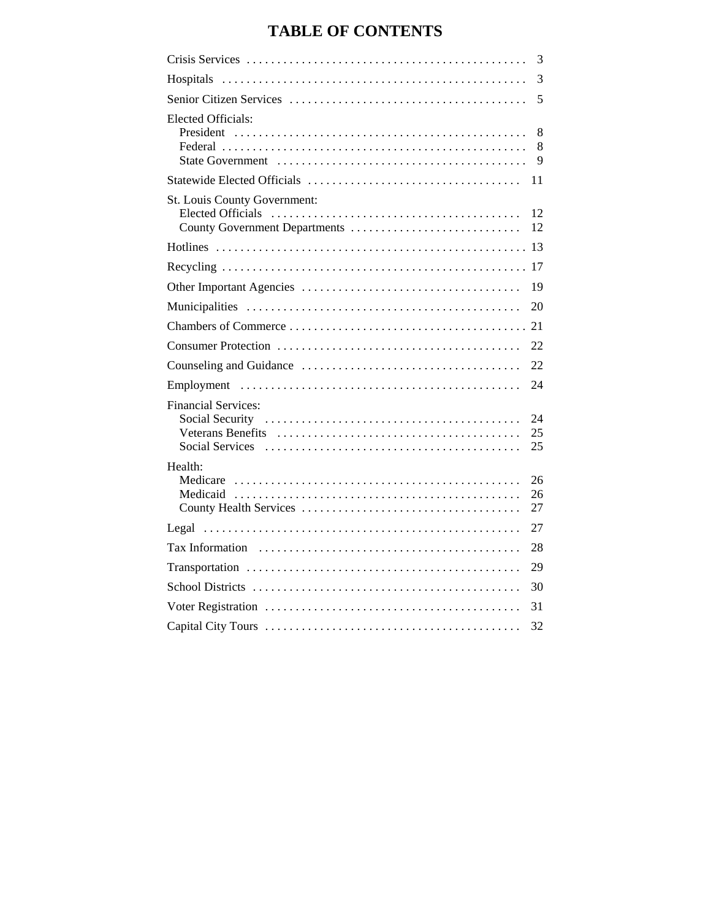# TABLE OF CONTENTS

| | |
|---|---|
| Crisis Services | 3 |
| Hospitals | 3 |
| Senior Citizen Services | 5 |
| Elected Officials: | |
| President | 8 |
| Federal | 8 |
| State Government | 9 |
| Statewide Elected Officials | 11 |
| St. Louis County Government: | |
| Elected Officials | 12 |
| County Government Departments | 12 |
| Hotlines | 13 |
| Recycling | 17 |
| Other Important Agencies | 19 |
| Municipalities | 20 |
| Chambers of Commerce | 21 |
| Consumer Protection | 22 |
| Counseling and Guidance | 22 |
| Employment | 24 |
| Financial Services: | |
| Social Security | 24 |
| Veterans Benefits | 25 |
| Social Services | 25 |
| Health: | |
| Medicare | 26 |
| Medicaid | 26 |
| County Health Services | 27 |
| Legal | 27 |
| Tax Information | 28 |
| Transportation | 29 |
| School Districts | 30 |
| Voter Registration | 31 |
| Capital City Tours | 32 |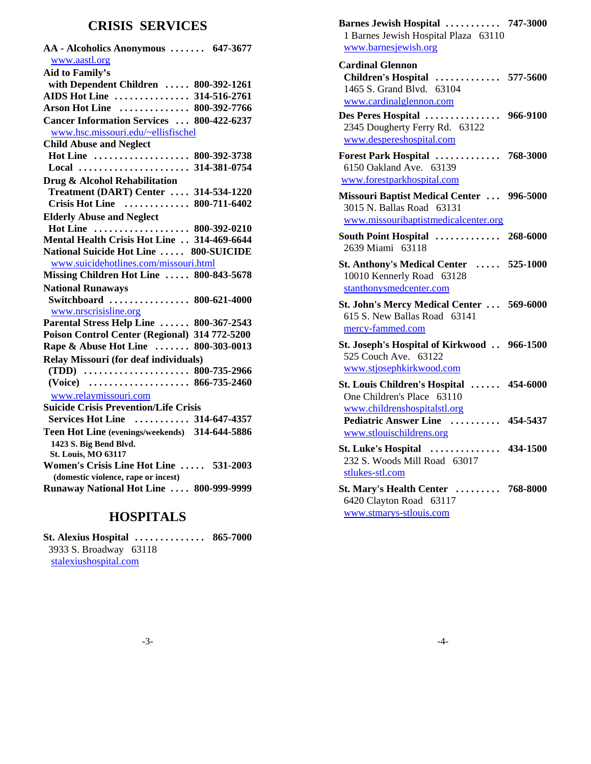## CRISIS SERVICES

**AA - Alcoholics Anonymous** ....... **647-3677**
www.aastl.org

**Aid to Family's with Dependent Children** ..... **800-392-1261**

**AIDS Hot Line** ............... **314-516-2761**

**Arson Hot Line** .............. **800-392-7766**

**Cancer Information Services** ... **800-422-6237**
www.hsc.missouri.edu/~ellisfischel

**Child Abuse and Neglect**
- **Hot Line** ................... **800-392-3738**
- **Local** ...................... **314-381-0754**

**Drug & Alcohol Rehabilitation Treatment (DART) Center** .... **314-534-1220**
- **Crisis Hot Line** ............. **800-711-6402**

**Elderly Abuse and Neglect**
- **Hot Line** ................... **800-392-0210**

**Mental Health Crisis Hot Line** .. **314-469-6644**

**National Suicide Hot Line** ..... **800-SUICIDE**
www.suicidehotlines.com/missouri.html

**Missing Children Hot Line** ..... **800-843-5678**

**National Runaways**
- **Switchboard** ................ **800-621-4000**

www.nrscrisisline.org

**Parental Stress Help Line** ...... **800-367-2543**

**Poison Control Center (Regional)** **314 772-5200**

**Rape & Abuse Hot Line** ....... **800-303-0013**

**Relay Missouri (for deaf individuals)**
- **(TDD)** ..................... **800-735-2966**
- **(Voice)** .................... **866-735-2460**

www.relaymissouri.com

**Suicide Crisis Prevention/Life Crisis Services Hot Line** ........... **314-647-4357**

**Teen Hot Line (evenings/weekends)** **314-644-5886**
**1423 S. Big Bend Blvd.**
**St. Louis, MO 63117**

**Women's Crisis Line Hot Line** ..... **531-2003**
**(domestic violence, rape or incest)**

**Runaway National Hot Line** .... **800-999-9999**

## HOSPITALS

**St. Alexius Hospital** .............. **865-7000**
3933 S. Broadway 63118
stalexiushospital.com

**Barnes Jewish Hospital** ........... **747-3000**
1 Barnes Jewish Hospital Plaza 63110
www.barnesjewish.org

**Cardinal Glennon Children's Hospital** ............. **577-5600**
1465 S. Grand Blvd. 63104
www.cardinalglennon.com

**Des Peres Hospital** ............... **966-9100**
2345 Dougherty Ferry Rd. 63122
www.desperesHospital.com

**Forest Park Hospital** ............. **768-3000**
6150 Oakland Ave. 63139
www.forestparkhospital.com

**Missouri Baptist Medical Center** ... **996-5000**
3015 N. Ballas Road 63131
www.missouribaptistmedicalcenter.org

**South Point Hospital** ............. **268-6000**
2639 Miami 63118

**St. Anthony's Medical Center** ..... **525-1000**
10010 Kennerly Road 63128
stanthonysmedcenter.com

**St. John's Mercy Medical Center** ... **569-6000**
615 S. New Ballas Road 63141
mercy-fammed.com

**St. Joseph's Hospital of Kirkwood** .. **966-1500**
525 Couch Ave. 63122
www.stjosephkirkwood.com

**St. Louis Children's Hospital** ...... **454-6000**
One Children's Place 63110
www.childrenshospitalstl.org
**Pediatric Answer Line** .......... **454-5437**
www.stlouischildrens.org

**St. Luke's Hospital** .............. **434-1500**
232 S. Woods Mill Road 63017
stlukes-stl.com

**St. Mary's Health Center** ......... **768-8000**
6420 Clayton Road 63117
www.stmarys-stlouis.com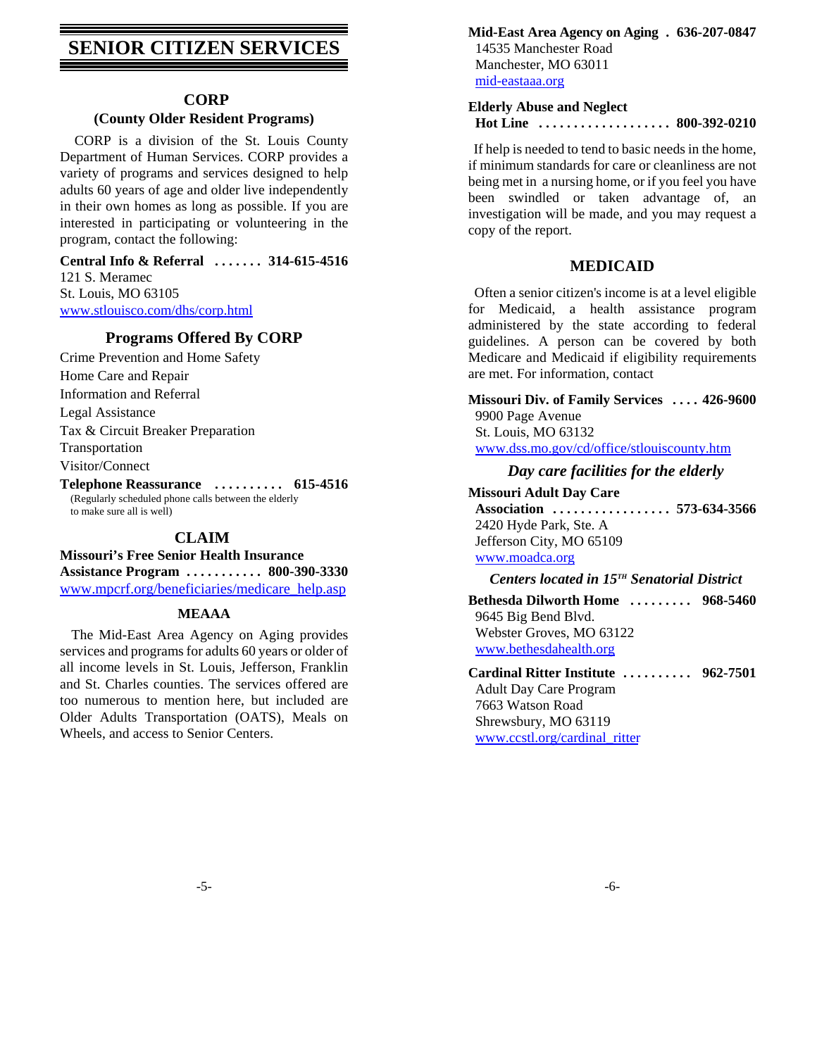# SENIOR CITIZEN SERVICES

## CORP
### (County Older Resident Programs)

CORP is a division of the St. Louis County Department of Human Services. CORP provides a variety of programs and services designed to help adults 60 years of age and older live independently in their own homes as long as possible. If you are interested in participating or volunteering in the program, contact the following:

**Central Info & Referral ....... 314-615-4516**
121 S. Meramec
St. Louis, MO 63105
www.stlouisco.com/dhs/corp.html

### Programs Offered By CORP

Crime Prevention and Home Safety
Home Care and Repair
Information and Referral
Legal Assistance
Tax & Circuit Breaker Preparation
Transportation
Visitor/Connect

**Telephone Reassurance .......... 615-4516**
(Regularly scheduled phone calls between the elderly to make sure all is well)

## CLAIM

**Missouri's Free Senior Health Insurance Assistance Program ........... 800-390-3330**
www.mpcrf.org/beneficiaries/medicare_help.asp

## MEAAA

The Mid-East Area Agency on Aging provides services and programs for adults 60 years or older of all income levels in St. Louis, Jefferson, Franklin and St. Charles counties. The services offered are too numerous to mention here, but included are Older Adults Transportation (OATS), Meals on Wheels, and access to Senior Centers.

**Mid-East Area Agency on Aging . 636-207-0847**
14535 Manchester Road
Manchester, MO 63011
mid-eastaaa.org

**Elderly Abuse and Neglect Hot Line ................... 800-392-0210**

If help is needed to tend to basic needs in the home, if minimum standards for care or cleanliness are not being met in a nursing home, or if you feel you have been swindled or taken advantage of, an investigation will be made, and you may request a copy of the report.

## MEDICAID

Often a senior citizen's income is at a level eligible for Medicaid, a health assistance program administered by the state according to federal guidelines. A person can be covered by both Medicare and Medicaid if eligibility requirements are met. For information, contact

**Missouri Div. of Family Services .... 426-9600**
9900 Page Avenue
St. Louis, MO 63132
www.dss.mo.gov/cd/office/stlouiscounty.htm

### *Day care facilities for the elderly*

**Missouri Adult Day Care Association ................. 573-634-3566**
2420 Hyde Park, Ste. A
Jefferson City, MO 65109
www.moadca.org

***Centers located in 15TH Senatorial District***

**Bethesda Dilworth Home ......... 968-5460**
9645 Big Bend Blvd.
Webster Groves, MO 63122
www.bethesdahealth.org

**Cardinal Ritter Institute .......... 962-7501**
Adult Day Care Program
7663 Watson Road
Shrewsbury, MO 63119
www.ccstl.org/cardinal_ritter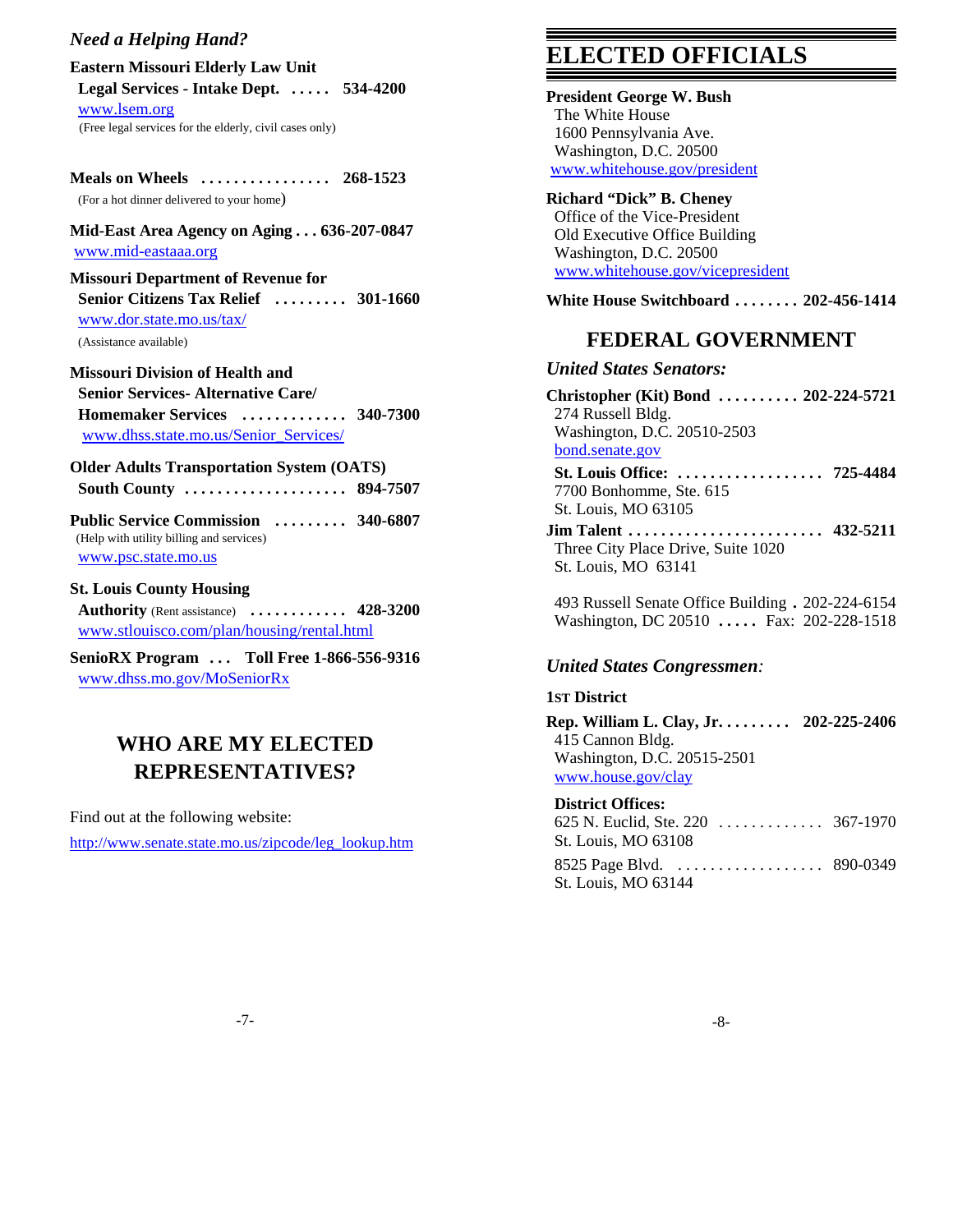*Need a Helping Hand?*

**Eastern Missouri Elderly Law Unit**
**Legal Services - Intake Dept. ..... 534-4200**
www.lsem.org
(Free legal services for the elderly, civil cases only)

**Meals on Wheels ................ 268-1523**
(For a hot dinner delivered to your home)

**Mid-East Area Agency on Aging . . . 636-207-0847**
www.mid-eastaaa.org

**Missouri Department of Revenue for**
**Senior Citizens Tax Relief ......... 301-1660**
www.dor.state.mo.us/tax/
(Assistance available)

**Missouri Division of Health and**
**Senior Services- Alternative Care/**
**Homemaker Services ............. 340-7300**
www.dhss.state.mo.us/Senior_Services/

**Older Adults Transportation System (OATS)**
**South County .................... 894-7507**

**Public Service Commission ......... 340-6807**
(Help with utility billing and services)
www.psc.state.mo.us

**St. Louis County Housing**
**Authority** (Rent assistance) **............ 428-3200**
www.stlouisco.com/plan/housing/rental.html

**SenioRX Program ... Toll Free 1-866-556-9316**
www.dhss.mo.gov/MoSeniorRx

## WHO ARE MY ELECTED REPRESENTATIVES?

Find out at the following website:

http://www.senate.state.mo.us/zipcode/leg_lookup.htm

# ELECTED OFFICIALS

**President George W. Bush**
The White House
1600 Pennsylvania Ave.
Washington, D.C. 20500
www.whitehouse.gov/president

**Richard "Dick" B. Cheney**
Office of the Vice-President
Old Executive Office Building
Washington, D.C. 20500
www.whitehouse.gov/vicepresident

**White House Switchboard ........ 202-456-1414**

## FEDERAL GOVERNMENT

*United States Senators:*

**Christopher (Kit) Bond .......... 202-224-5721**
274 Russell Bldg.
Washington, D.C. 20510-2503
bond.senate.gov

**St. Louis Office: .................. 725-4484**
7700 Bonhomme, Ste. 615
St. Louis, MO 63105

**Jim Talent ........................ 432-5211**
Three City Place Drive, Suite 1020
St. Louis, MO 63141

493 Russell Senate Office Building . 202-224-6154
Washington, DC 20510 ..... Fax: 202-228-1518

*United States Congressmen:*

**1ST District**

**Rep. William L. Clay, Jr. ........ 202-225-2406**
415 Cannon Bldg.
Washington, D.C. 20515-2501
www.house.gov/clay

**District Offices:**
625 N. Euclid, Ste. 220 ............. 367-1970
St. Louis, MO 63108

8525 Page Blvd. .................. 890-0349
St. Louis, MO 63144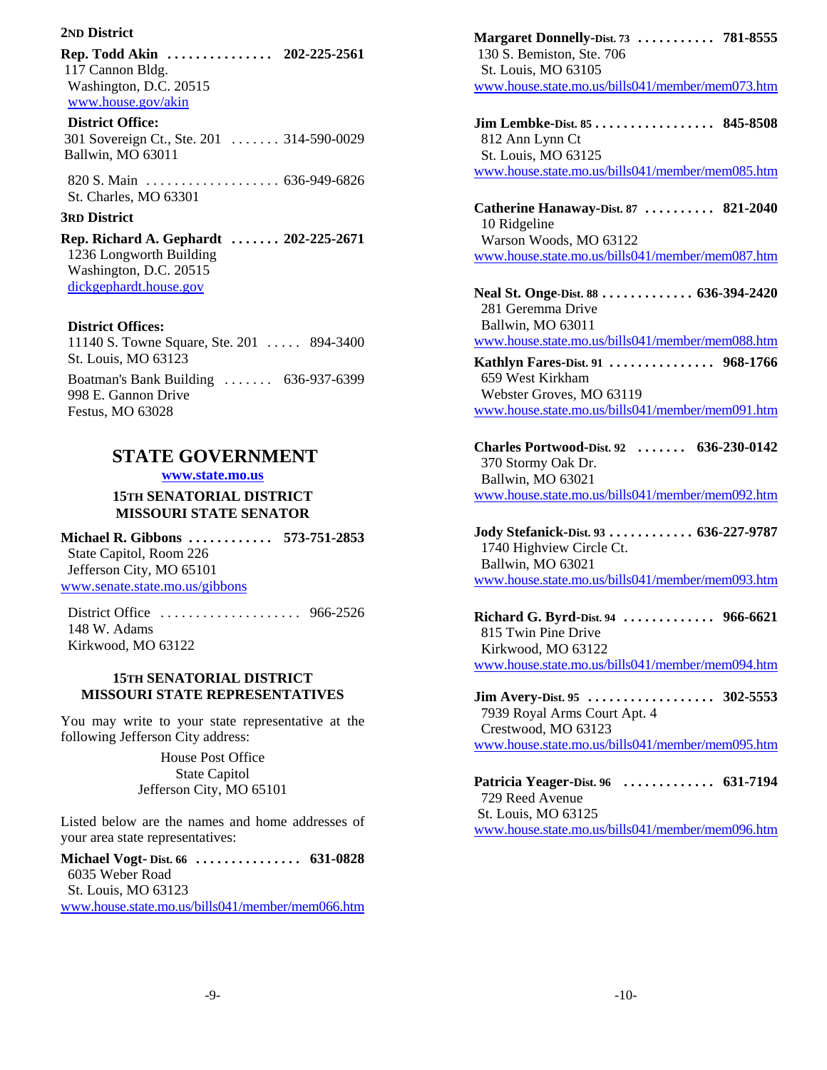**2ND District**

**Rep. Todd Akin . . . . . . . . . . . . . . . 202-225-2561**
117 Cannon Bldg.
Washington, D.C. 20515
www.house.gov/akin

**District Office:**
301 Sovereign Ct., Ste. 201 . . . . . . . 314-590-0029
Ballwin, MO 63011

820 S. Main . . . . . . . . . . . . . . . . . . 636-949-6826
St. Charles, MO 63301

**3RD District**

**Rep. Richard A. Gephardt . . . . . . . 202-225-2671**
1236 Longworth Building
Washington, D.C. 20515
dickgephardt.house.gov

**District Offices:**
11140 S. Towne Square, Ste. 201 . . . . . 894-3400
St. Louis, MO 63123

Boatman's Bank Building . . . . . . . 636-937-6399
998 E. Gannon Drive
Festus, MO 63028

## STATE GOVERNMENT

**www.state.mo.us**

### 15TH SENATORIAL DISTRICT MISSOURI STATE SENATOR

**Michael R. Gibbons . . . . . . . . . . . . 573-751-2853**
State Capitol, Room 226
Jefferson City, MO 65101
www.senate.state.mo.us/gibbons

District Office . . . . . . . . . . . . . . . . . . . . 966-2526
148 W. Adams
Kirkwood, MO 63122

### 15TH SENATORIAL DISTRICT MISSOURI STATE REPRESENTATIVES

You may write to your state representative at the following Jefferson City address:

House Post Office
State Capitol
Jefferson City, MO 65101

Listed below are the names and home addresses of your area state representatives:

**Michael Vogt- Dist. 66 . . . . . . . . . . . . . . . 631-0828**
6035 Weber Road
St. Louis, MO 63123
www.house.state.mo.us/bills041/member/mem066.htm

**Margaret Donnelly-Dist. 73 . . . . . . . . . . . 781-8555**
130 S. Bemiston, Ste. 706
St. Louis, MO 63105
www.house.state.mo.us/bills041/member/mem073.htm

**Jim Lembke-Dist. 85 . . . . . . . . . . . . . . . . . 845-8508**
812 Ann Lynn Ct
St. Louis, MO 63125
www.house.state.mo.us/bills041/member/mem085.htm

**Catherine Hanaway-Dist. 87 . . . . . . . . . . 821-2040**
10 Ridgeline
Warson Woods, MO 63122
www.house.state.mo.us/bills041/member/mem087.htm

**Neal St. Onge-Dist. 88 . . . . . . . . . . . . . 636-394-2420**
281 Geremma Drive
Ballwin, MO 63011
www.house.state.mo.us/bills041/member/mem088.htm

**Kathlyn Fares-Dist. 91 . . . . . . . . . . . . . . . 968-1766**
659 West Kirkham
Webster Groves, MO 63119
www.house.state.mo.us/bills041/member/mem091.htm

**Charles Portwood-Dist. 92 . . . . . . . 636-230-0142**
370 Stormy Oak Dr.
Ballwin, MO 63021
www.house.state.mo.us/bills041/member/mem092.htm

**Jody Stefanick-Dist. 93 . . . . . . . . . . . . 636-227-9787**
1740 Highview Circle Ct.
Ballwin, MO 63021
www.house.state.mo.us/bills041/member/mem093.htm

**Richard G. Byrd-Dist. 94 . . . . . . . . . . . . . 966-6621**
815 Twin Pine Drive
Kirkwood, MO 63122
www.house.state.mo.us/bills041/member/mem094.htm

**Jim Avery-Dist. 95 . . . . . . . . . . . . . . . . . . 302-5553**
7939 Royal Arms Court Apt. 4
Crestwood, MO 63123
www.house.state.mo.us/bills041/member/mem095.htm

**Patricia Yeager-Dist. 96 . . . . . . . . . . . . . 631-7194**
729 Reed Avenue
St. Louis, MO 63125
www.house.state.mo.us/bills041/member/mem096.htm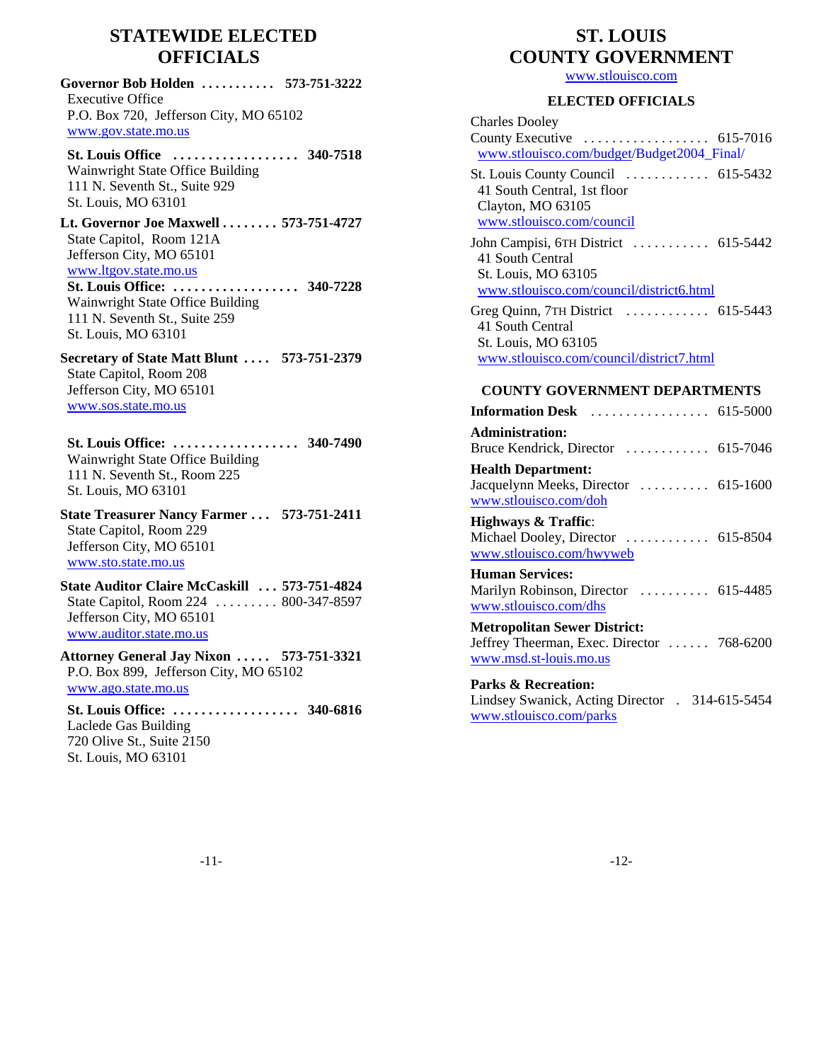## STATEWIDE ELECTED OFFICIALS

**Governor Bob Holden . . . . . . . . . . . 573-751-3222**
Executive Office
P.O. Box 720, Jefferson City, MO 65102
www.gov.state.mo.us

**St. Louis Office . . . . . . . . . . . . . . . . . . 340-7518**
Wainwright State Office Building
111 N. Seventh St., Suite 929
St. Louis, MO 63101

**Lt. Governor Joe Maxwell . . . . . . . . 573-751-4727**
State Capitol, Room 121A
Jefferson City, MO 65101
www.ltgov.state.mo.us

**St. Louis Office: . . . . . . . . . . . . . . . . . . 340-7228**
Wainwright State Office Building
111 N. Seventh St., Suite 259
St. Louis, MO 63101

**Secretary of State Matt Blunt . . . . 573-751-2379**
State Capitol, Room 208
Jefferson City, MO 65101
www.sos.state.mo.us

**St. Louis Office: . . . . . . . . . . . . . . . . . . 340-7490**
Wainwright State Office Building
111 N. Seventh St., Room 225
St. Louis, MO 63101

**State Treasurer Nancy Farmer . . . 573-751-2411**
State Capitol, Room 229
Jefferson City, MO 65101
www.sto.state.mo.us

**State Auditor Claire McCaskill . . . 573-751-4824**
State Capitol, Room 224 . . . . . . . . . 800-347-8597
Jefferson City, MO 65101
www.auditor.state.mo.us

**Attorney General Jay Nixon . . . . . 573-751-3321**
P.O. Box 899, Jefferson City, MO 65102
www.ago.state.mo.us

**St. Louis Office: . . . . . . . . . . . . . . . . . . 340-6816**
Laclede Gas Building
720 Olive St., Suite 2150
St. Louis, MO 63101

## ST. LOUIS COUNTY GOVERNMENT

www.stlouisco.com

### ELECTED OFFICIALS

Charles Dooley
County Executive . . . . . . . . . . . . . . . . . . 615-7016
www.stlouisco.com/budget/Budget2004_Final/

St. Louis County Council . . . . . . . . . . . . 615-5432
41 South Central, 1st floor
Clayton, MO 63105
www.stlouisco.com/council

John Campisi, 6TH District . . . . . . . . . . . 615-5442
41 South Central
St. Louis, MO 63105
www.stlouisco.com/council/district6.html

Greg Quinn, 7TH District . . . . . . . . . . . . 615-5443
41 South Central
St. Louis, MO 63105
www.stlouisco.com/council/district7.html

### COUNTY GOVERNMENT DEPARTMENTS

**Information Desk** . . . . . . . . . . . . . . . . . 615-5000

**Administration:**
Bruce Kendrick, Director . . . . . . . . . . . . 615-7046

**Health Department:**
Jacquelynn Meeks, Director . . . . . . . . . . 615-1600
www.stlouisco.com/doh

**Highways & Traffic**:
Michael Dooley, Director . . . . . . . . . . . . 615-8504
www.stlouisco.com/hwyweb

**Human Services:**
Marilyn Robinson, Director . . . . . . . . . . 615-4485
www.stlouisco.com/dhs

**Metropolitan Sewer District:**
Jeffrey Theerman, Exec. Director . . . . . . 768-6200
www.msd.st-louis.mo.us

**Parks & Recreation:**
Lindsey Swanick, Acting Director . 314-615-5454
www.stlouisco.com/parks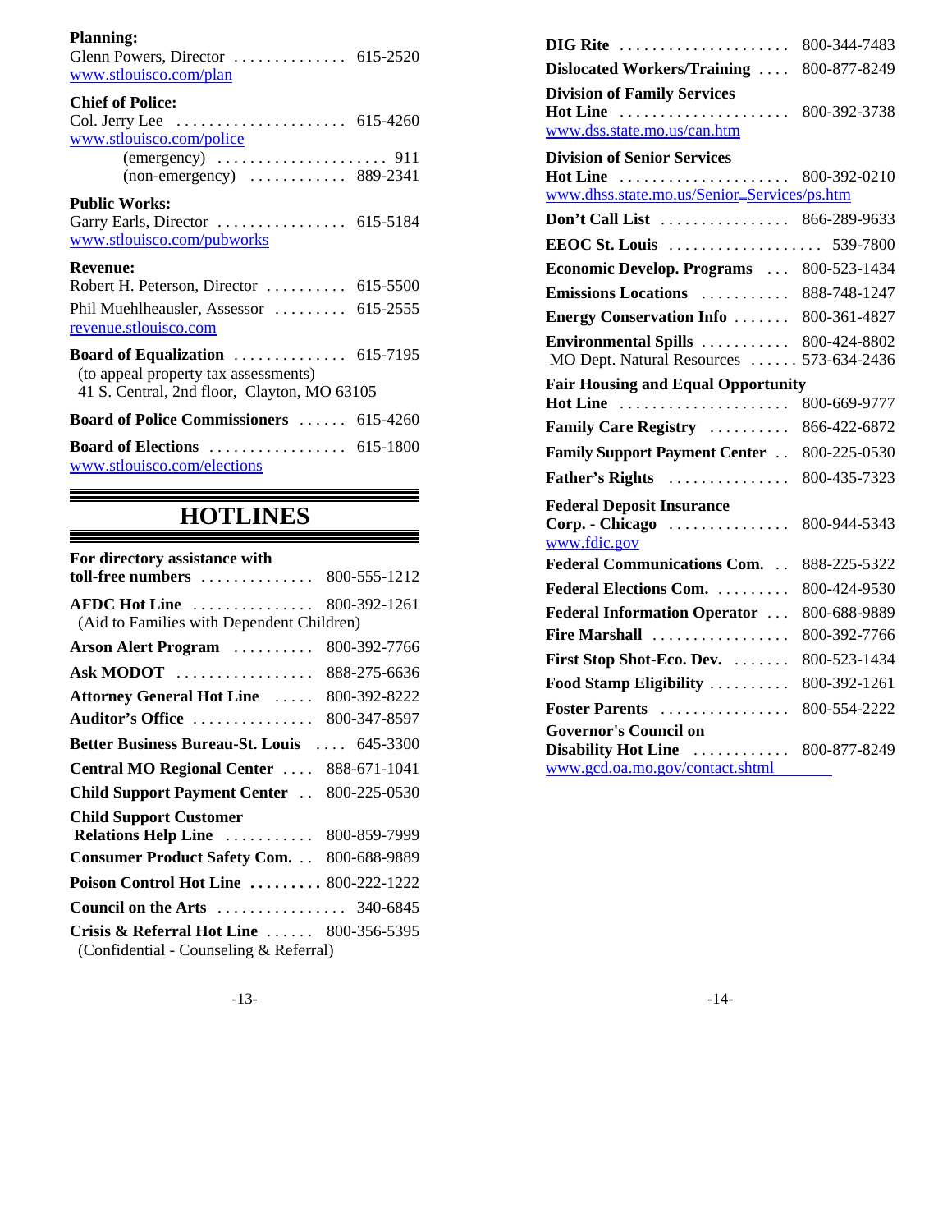**Planning:**
Glenn Powers, Director . . . . . . . . . . . . . . 615-2520
www.stlouisco.com/plan

**Chief of Police:**
Col. Jerry Lee . . . . . . . . . . . . . . . . . . . . 615-4260
www.stlouisco.com/police
(emergency) . . . . . . . . . . . . . . . . . . . . 911
(non-emergency) . . . . . . . . . . . . 889-2341

**Public Works:**
Garry Earls, Director . . . . . . . . . . . . . . . . 615-5184
www.stlouisco.com/pubworks

**Revenue:**
Robert H. Peterson, Director . . . . . . . . . . 615-5500
Phil Muehlheausler, Assessor . . . . . . . . . 615-2555
revenue.stlouisco.com

**Board of Equalization** . . . . . . . . . . . . . . 615-7195
(to appeal property tax assessments)
41 S. Central, 2nd floor, Clayton, MO 63105

**Board of Police Commissioners** . . . . . . 615-4260

**Board of Elections** . . . . . . . . . . . . . . . . . 615-1800
www.stlouisco.com/elections

## HOTLINES

**For directory assistance with toll-free numbers** . . . . . . . . . . . . . . 800-555-1212

**AFDC Hot Line** . . . . . . . . . . . . . . . 800-392-1261
(Aid to Families with Dependent Children)

**Arson Alert Program** . . . . . . . . . . 800-392-7766

**Ask MODOT** . . . . . . . . . . . . . . . . . 888-275-6636

**Attorney General Hot Line** . . . . . 800-392-8222

**Auditor's Office** . . . . . . . . . . . . . . . 800-347-8597

**Better Business Bureau-St. Louis** . . . . 645-3300

**Central MO Regional Center** . . . . 888-671-1041

**Child Support Payment Center** . . 800-225-0530

**Child Support Customer Relations Help Line** . . . . . . . . . . . 800-859-7999

**Consumer Product Safety Com.** . . 800-688-9889

**Poison Control Hot Line** . . . . . . . . . 800-222-1222

**Council on the Arts** . . . . . . . . . . . . . . . . 340-6845

**Crisis & Referral Hot Line** . . . . . . 800-356-5395
(Confidential - Counseling & Referral)

**DIG Rite** . . . . . . . . . . . . . . . . . . . . . 800-344-7483

**Dislocated Workers/Training** . . . . 800-877-8249

**Division of Family Services Hot Line** . . . . . . . . . . . . . . . . . . . . . 800-392-3738
www.dss.state.mo.us/can.htm

**Division of Senior Services Hot Line** . . . . . . . . . . . . . . . . . . . . . 800-392-0210
www.dhss.state.mo.us/Senior_Services/ps.htm

**Don't Call List** . . . . . . . . . . . . . . . . 866-289-9633

**EEOC St. Louis** . . . . . . . . . . . . . . . . . . . 539-7800

**Economic Develop. Programs** . . . 800-523-1434

**Emissions Locations** . . . . . . . . . . . 888-748-1247

**Energy Conservation Info** . . . . . . . 800-361-4827

**Environmental Spills** . . . . . . . . . . . 800-424-8802
MO Dept. Natural Resources . . . . . . 573-634-2436

**Fair Housing and Equal Opportunity Hot Line** . . . . . . . . . . . . . . . . . . . . . 800-669-9777

**Family Care Registry** . . . . . . . . . . 866-422-6872

**Family Support Payment Center** . . 800-225-0530

**Father's Rights** . . . . . . . . . . . . . . . 800-435-7323

**Federal Deposit Insurance Corp. - Chicago** . . . . . . . . . . . . . . . 800-944-5343
www.fdic.gov

**Federal Communications Com.** . . 888-225-5322

**Federal Elections Com.** . . . . . . . . . 800-424-9530

**Federal Information Operator** . . . 800-688-9889

**Fire Marshall** . . . . . . . . . . . . . . . . . 800-392-7766

**First Stop Shot-Eco. Dev.** . . . . . . . 800-523-1434

**Food Stamp Eligibility** . . . . . . . . . . 800-392-1261

**Foster Parents** . . . . . . . . . . . . . . . . 800-554-2222

**Governor's Council on Disability Hot Line** . . . . . . . . . . . . 800-877-8249
www.gcd.oa.mo.gov/contact.shtml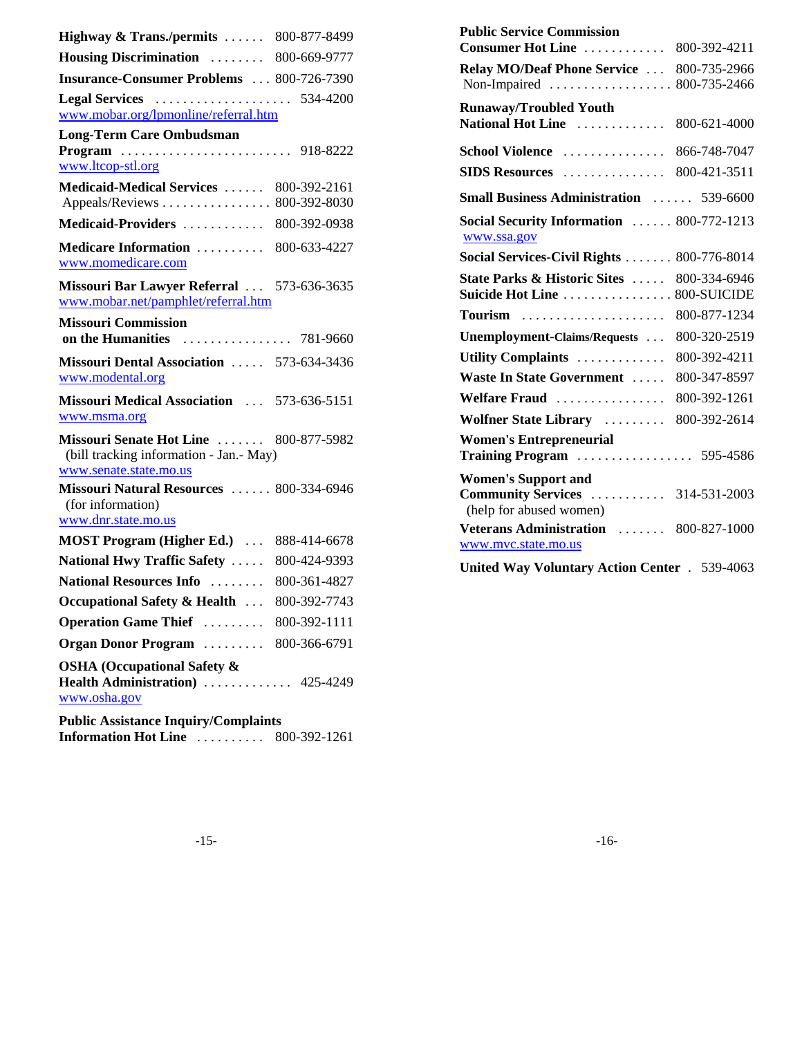**Highway & Trans./permits** ...... 800-877-8499

**Housing Discrimination** ........ 800-669-9777

**Insurance-Consumer Problems** ... 800-726-7390

**Legal Services** .................... 534-4200
www.mobar.org/lpmonline/referral.htm

**Long-Term Care Ombudsman Program** ......................... 918-8222
www.ltcop-stl.org

**Medicaid-Medical Services** ...... 800-392-2161
Appeals/Reviews ................ 800-392-8030

**Medicaid-Providers** ............ 800-392-0938

**Medicare Information** .......... 800-633-4227
www.momedicare.com

**Missouri Bar Lawyer Referral** ... 573-636-3635
www.mobar.net/pamphlet/referral.htm

**Missouri Commission on the Humanities** ................ 781-9660

**Missouri Dental Association** ..... 573-634-3436
www.modental.org

**Missouri Medical Association** ... 573-636-5151
www.msma.org

**Missouri Senate Hot Line** ....... 800-877-5982
(bill tracking information - Jan.- May)
www.senate.state.mo.us

**Missouri Natural Resources** ...... 800-334-6946
(for information)
www.dnr.state.mo.us

**MOST Program (Higher Ed.)** ... 888-414-6678

**National Hwy Traffic Safety** ..... 800-424-9393

**National Resources Info** ........ 800-361-4827

**Occupational Safety & Health** ... 800-392-7743

**Operation Game Thief** ......... 800-392-1111

**Organ Donor Program** ......... 800-366-6791

**OSHA (Occupational Safety & Health Administration)** ............. 425-4249
www.osha.gov

**Public Assistance Inquiry/Complaints Information Hot Line** .......... 800-392-1261

**Public Service Commission Consumer Hot Line** ............ 800-392-4211

**Relay MO/Deaf Phone Service** ... 800-735-2966
Non-Impaired .................. 800-735-2466

**Runaway/Troubled Youth National Hot Line** ............. 800-621-4000

**School Violence** ............... 866-748-7047

**SIDS Resources** ............... 800-421-3511

**Small Business Administration** ...... 539-6600

**Social Security Information** ...... 800-772-1213
www.ssa.gov

**Social Services-Civil Rights** ....... 800-776-8014

**State Parks & Historic Sites** ..... 800-334-6946

**Suicide Hot Line** ................ 800-SUICIDE

**Tourism** ..................... 800-877-1234

**Unemployment-Claims/Requests** ... 800-320-2519

**Utility Complaints** ............. 800-392-4211

**Waste In State Government** ..... 800-347-8597

**Welfare Fraud** ................ 800-392-1261

**Wolfner State Library** ......... 800-392-2614

**Women's Entrepreneurial Training Program** ................. 595-4586

**Women's Support and Community Services** ........... 314-531-2003
(help for abused women)

**Veterans Administration** ....... 800-827-1000
www.mvc.state.mo.us

**United Way Voluntary Action Center** . 539-4063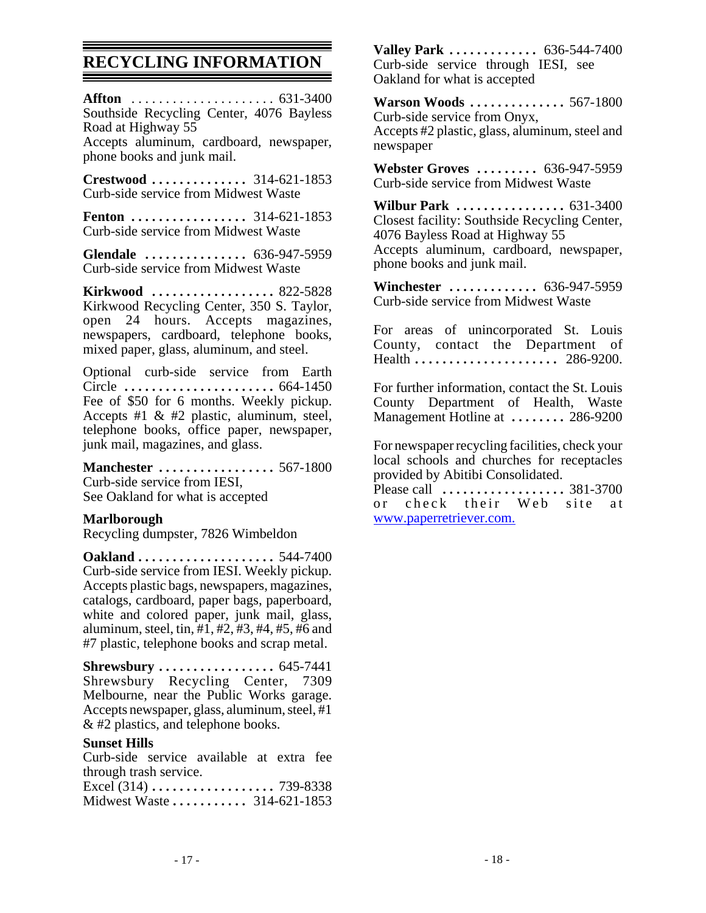# RECYCLING INFORMATION

**Affton** .................... 631-3400
Southside Recycling Center, 4076 Bayless Road at Highway 55
Accepts aluminum, cardboard, newspaper, phone books and junk mail.

**Crestwood** .............. 314-621-1853
Curb-side service from Midwest Waste

**Fenton** ................. 314-621-1853
Curb-side service from Midwest Waste

**Glendale** ............... 636-947-5959
Curb-side service from Midwest Waste

**Kirkwood** .................. 822-5828
Kirkwood Recycling Center, 350 S. Taylor, open 24 hours. Accepts magazines, newspapers, cardboard, telephone books, mixed paper, glass, aluminum, and steel.

Optional curb-side service from Earth Circle ...................... 664-1450
Fee of $50 for 6 months. Weekly pickup. Accepts #1 & #2 plastic, aluminum, steel, telephone books, office paper, newspaper, junk mail, magazines, and glass.

**Manchester** ................. 567-1800
Curb-side service from IESI,
See Oakland for what is accepted

**Marlborough**
Recycling dumpster, 7826 Wimbeldon

**Oakland** .................... 544-7400
Curb-side service from IESI. Weekly pickup. Accepts plastic bags, newspapers, magazines, catalogs, cardboard, paper bags, paperboard, white and colored paper, junk mail, glass, aluminum, steel, tin, #1, #2, #3, #4, #5, #6 and #7 plastic, telephone books and scrap metal.

**Shrewsbury** ................. 645-7441
Shrewsbury Recycling Center, 7309 Melbourne, near the Public Works garage. Accepts newspaper, glass, aluminum, steel, #1 & #2 plastics, and telephone books.

**Sunset Hills**
Curb-side service available at extra fee through trash service.
Excel (314) .................. 739-8338
Midwest Waste ........... 314-621-1853

**Valley Park** ............. 636-544-7400
Curb-side service through IESI, see Oakland for what is accepted

**Warson Woods** .............. 567-1800
Curb-side service from Onyx,
Accepts #2 plastic, glass, aluminum, steel and newspaper

**Webster Groves** ......... 636-947-5959
Curb-side service from Midwest Waste

**Wilbur Park** ................ 631-3400
Closest facility: Southside Recycling Center, 4076 Bayless Road at Highway 55
Accepts aluminum, cardboard, newspaper, phone books and junk mail.

**Winchester** ............. 636-947-5959
Curb-side service from Midwest Waste

For areas of unincorporated St. Louis County, contact the Department of Health ..................... 286-9200.

For further information, contact the St. Louis County Department of Health, Waste Management Hotline at ........ 286-9200

For newspaper recycling facilities, check your local schools and churches for receptacles provided by Abitibi Consolidated.
Please call .................. 381-3700
or check their Web site at www.paperretriever.com.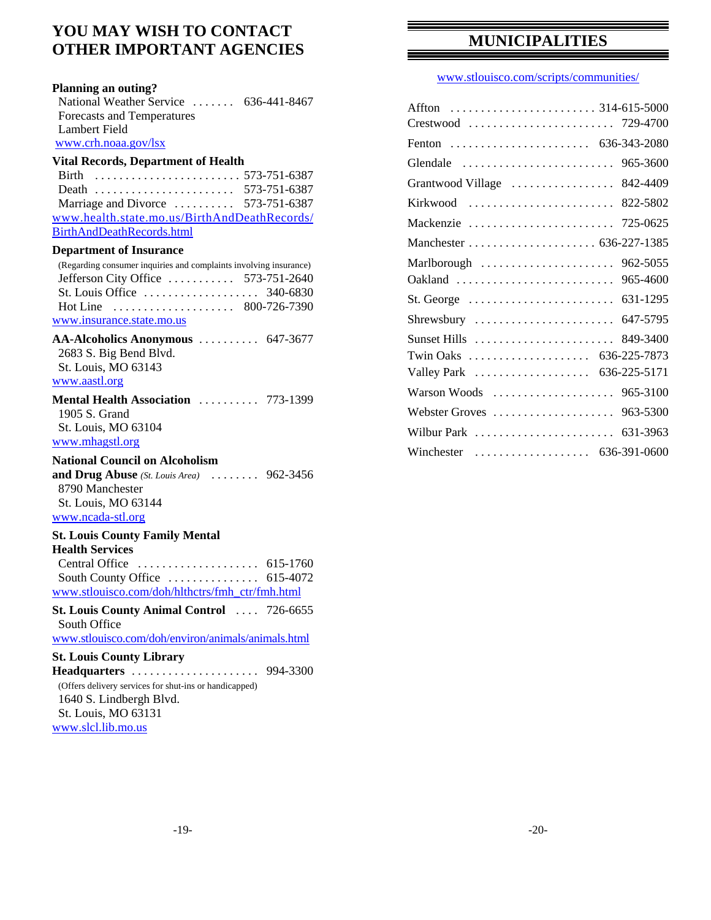# YOU MAY WISH TO CONTACT OTHER IMPORTANT AGENCIES

**Planning an outing?**

National Weather Service ....... 636-441-8467
Forecasts and Temperatures
Lambert Field
www.crh.noaa.gov/lsx

**Vital Records, Department of Health**

Birth ........................ 573-751-6387
Death ....................... 573-751-6387
Marriage and Divorce .......... 573-751-6387
www.health.state.mo.us/BirthAndDeathRecords/BirthAndDeathRecords.html

**Department of Insurance**

(Regarding consumer inquiries and complaints involving insurance)
Jefferson City Office ........... 573-751-2640
St. Louis Office .................. 340-6830
Hot Line .................... 800-726-7390
www.insurance.state.mo.us

**AA-Alcoholics Anonymous** .......... 647-3677
2683 S. Big Bend Blvd.
St. Louis, MO 63143
www.aastl.org

**Mental Health Association** .......... 773-1399
1905 S. Grand
St. Louis, MO 63104
www.mhagstl.org

**National Council on Alcoholism and Drug Abuse** *(St. Louis Area)* ........ 962-3456
8790 Manchester
St. Louis, MO 63144
www.ncada-stl.org

**St. Louis County Family Mental Health Services**

Central Office .................... 615-1760
South County Office ............... 615-4072
www.stlouisco.com/doh/hlthctrs/fmh_ctr/fmh.html

**St. Louis County Animal Control** .... 726-6655
South Office
www.stlouisco.com/doh/environ/animals/animals.html

**St. Louis County Library Headquarters** ..................... 994-3300
(Offers delivery services for shut-ins or handicapped)
1640 S. Lindbergh Blvd.
St. Louis, MO 63131
www.slcl.lib.mo.us

## MUNICIPALITIES

www.stlouisco.com/scripts/communities/

Affton ........................ 314-615-5000
Crestwood ........................ 729-4700
Fenton ....................... 636-343-2080
Glendale ......................... 965-3600
Grantwood Village ................. 842-4409
Kirkwood ........................ 822-5802
Mackenzie ........................ 725-0625
Manchester ..................... 636-227-1385
Marlborough ...................... 962-5055
Oakland .......................... 965-4600
St. George ........................ 631-1295
Shrewsbury ....................... 647-5795
Sunset Hills ....................... 849-3400
Twin Oaks .................... 636-225-7873
Valley Park ................... 636-225-5171
Warson Woods .................... 965-3100
Webster Groves .................... 963-5300
Wilbur Park ....................... 631-3963
Winchester ................... 636-391-0600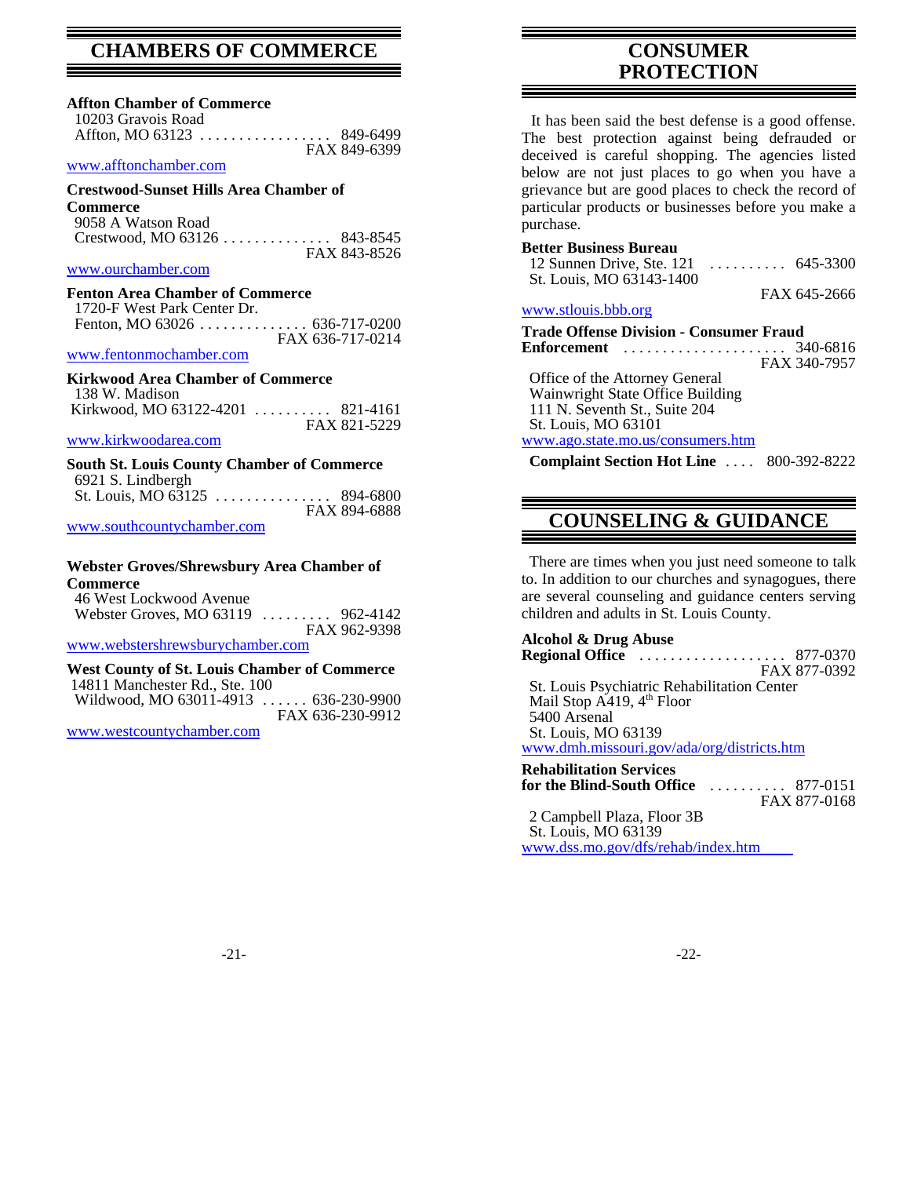## CHAMBERS OF COMMERCE

**Affton Chamber of Commerce**
10203 Gravois Road
Affton, MO 63123 . . . . . . . . . . . . . . . . . 849-6499
FAX 849-6399
www.afftonchamber.com

**Crestwood-Sunset Hills Area Chamber of Commerce**
9058 A Watson Road
Crestwood, MO 63126 . . . . . . . . . . . . . . 843-8545
FAX 843-8526
www.ourchamber.com

**Fenton Area Chamber of Commerce**
1720-F West Park Center Dr.
Fenton, MO 63026 . . . . . . . . . . . . . . 636-717-0200
FAX 636-717-0214
www.fentonmochamber.com

**Kirkwood Area Chamber of Commerce**
138 W. Madison
Kirkwood, MO 63122-4201 . . . . . . . . . . 821-4161
FAX 821-5229
www.kirkwoodarea.com

**South St. Louis County Chamber of Commerce**
6921 S. Lindbergh
St. Louis, MO 63125 . . . . . . . . . . . . . . . 894-6800
FAX 894-6888
www.southcountychamber.com

**Webster Groves/Shrewsbury Area Chamber of Commerce**
46 West Lockwood Avenue
Webster Groves, MO 63119 . . . . . . . . . 962-4142
FAX 962-9398
www.webstershrewsburychamber.com

**West County of St. Louis Chamber of Commerce**
14811 Manchester Rd., Ste. 100
Wildwood, MO 63011-4913 . . . . . . 636-230-9900
FAX 636-230-9912
www.westcountychamber.com

## CONSUMER PROTECTION

It has been said the best defense is a good offense. The best protection against being defrauded or deceived is careful shopping. The agencies listed below are not just places to go when you have a grievance but are good places to check the record of particular products or businesses before you make a purchase.

**Better Business Bureau**
12 Sunnen Drive, Ste. 121 . . . . . . . . . . 645-3300
St. Louis, MO 63143-1400
FAX 645-2666
www.stlouis.bbb.org

**Trade Offense Division - Consumer Fraud Enforcement** . . . . . . . . . . . . . . . . . . . . . 340-6816
FAX 340-7957
Office of the Attorney General
Wainwright State Office Building
111 N. Seventh St., Suite 204
St. Louis, MO 63101
www.ago.state.mo.us/consumers.htm

**Complaint Section Hot Line** . . . . 800-392-8222

## COUNSELING & GUIDANCE

There are times when you just need someone to talk to. In addition to our churches and synagogues, there are several counseling and guidance centers serving children and adults in St. Louis County.

**Alcohol & Drug Abuse Regional Office** . . . . . . . . . . . . . . . . . . . 877-0370
FAX 877-0392
St. Louis Psychiatric Rehabilitation Center
Mail Stop A419, 4th Floor
5400 Arsenal
St. Louis, MO 63139
www.dmh.missouri.gov/ada/org/districts.htm

**Rehabilitation Services for the Blind-South Office** . . . . . . . . . . 877-0151
FAX 877-0168
2 Campbell Plaza, Floor 3B
St. Louis, MO 63139
www.dss.mo.gov/dfs/rehab/index.htm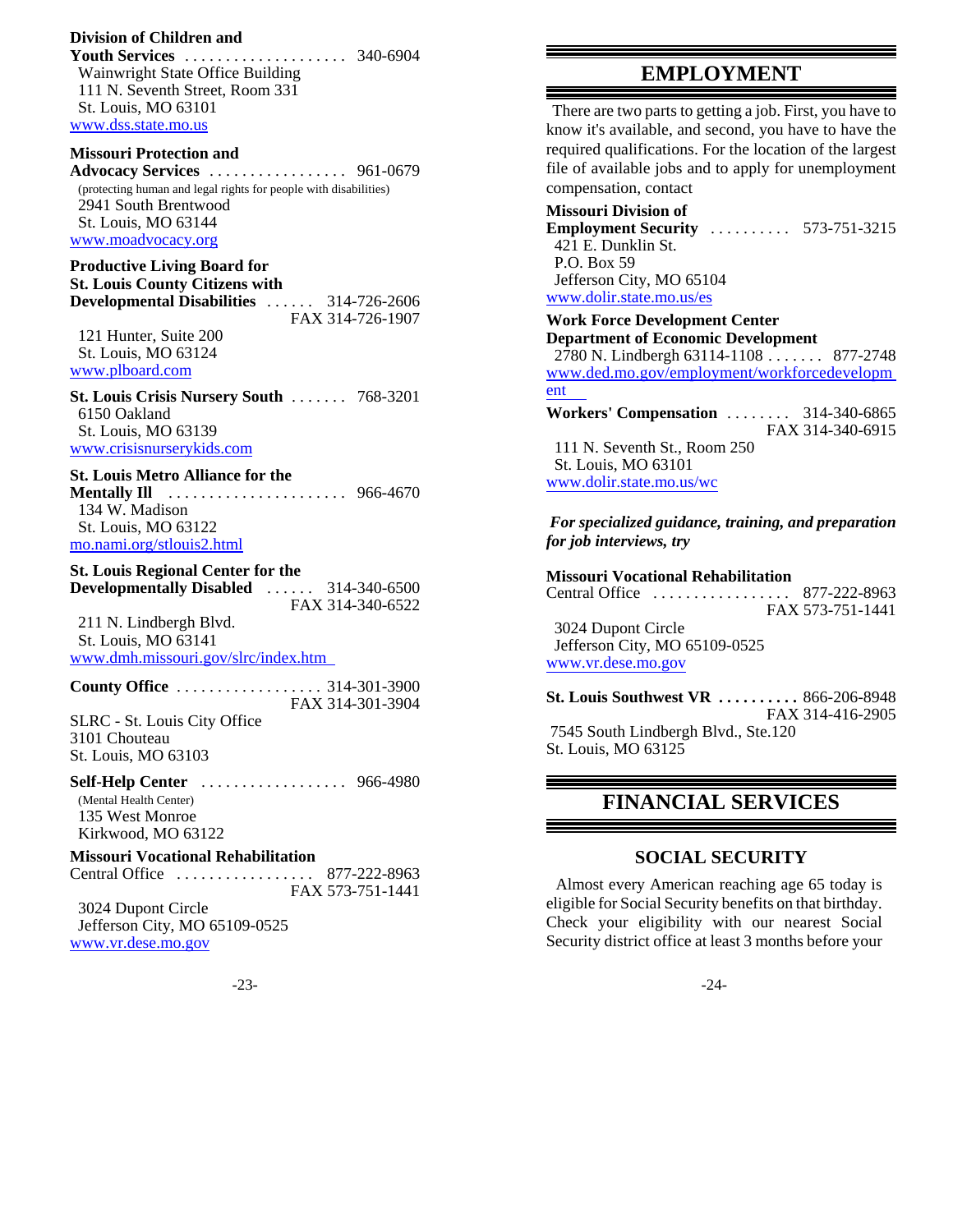**Division of Children and Youth Services** . . . . . . . . . . . . . . . . . . . . 340-6904
Wainwright State Office Building
111 N. Seventh Street, Room 331
St. Louis, MO 63101
www.dss.state.mo.us

**Missouri Protection and Advocacy Services** . . . . . . . . . . . . . . . . . 961-0679
(protecting human and legal rights for people with disabilities)
2941 South Brentwood
St. Louis, MO 63144
www.moadvocacy.org

**Productive Living Board for St. Louis County Citizens with Developmental Disabilities** . . . . . . 314-726-2606
FAX 314-726-1907
121 Hunter, Suite 200
St. Louis, MO 63124
www.plboard.com

**St. Louis Crisis Nursery South** . . . . . . . 768-3201
6150 Oakland
St. Louis, MO 63139
www.crisisnurserykids.com

**St. Louis Metro Alliance for the Mentally Ill** . . . . . . . . . . . . . . . . . . . . . . 966-4670
134 W. Madison
St. Louis, MO 63122
mo.nami.org/stlouis2.html

**St. Louis Regional Center for the Developmentally Disabled** . . . . . . 314-340-6500
FAX 314-340-6522
211 N. Lindbergh Blvd.
St. Louis, MO 63141
www.dmh.missouri.gov/slrc/index.htm

**County Office** . . . . . . . . . . . . . . . . . . 314-301-3900
FAX 314-301-3904
SLRC - St. Louis City Office
3101 Chouteau
St. Louis, MO 63103

**Self-Help Center** . . . . . . . . . . . . . . . . . . 966-4980
(Mental Health Center)
135 West Monroe
Kirkwood, MO 63122

**Missouri Vocational Rehabilitation**
Central Office . . . . . . . . . . . . . . . . . 877-222-8963
FAX 573-751-1441
3024 Dupont Circle
Jefferson City, MO 65109-0525
www.vr.dese.mo.gov

# EMPLOYMENT

There are two parts to getting a job. First, you have to know it's available, and second, you have to have the required qualifications. For the location of the largest file of available jobs and to apply for unemployment compensation, contact

**Missouri Division of Employment Security** . . . . . . . . . . 573-751-3215
421 E. Dunklin St.
P.O. Box 59
Jefferson City, MO 65104
www.dolir.state.mo.us/es

**Work Force Development Center**
**Department of Economic Development**
2780 N. Lindbergh 63114-1108 . . . . . . . 877-2748
www.ded.mo.gov/employment/workforcedevelopment

**Workers' Compensation** . . . . . . . . 314-340-6865
FAX 314-340-6915
111 N. Seventh St., Room 250
St. Louis, MO 63101
www.dolir.state.mo.us/wc

***For specialized guidance, training, and preparation for job interviews, try***

**Missouri Vocational Rehabilitation**
Central Office . . . . . . . . . . . . . . . . . 877-222-8963
FAX 573-751-1441
3024 Dupont Circle
Jefferson City, MO 65109-0525
www.vr.dese.mo.gov

**St. Louis Southwest VR** . . . . . . . . . . 866-206-8948
FAX 314-416-2905
7545 South Lindbergh Blvd., Ste.120
St. Louis, MO 63125

# FINANCIAL SERVICES

## SOCIAL SECURITY

Almost every American reaching age 65 today is eligible for Social Security benefits on that birthday. Check your eligibility with our nearest Social Security district office at least 3 months before your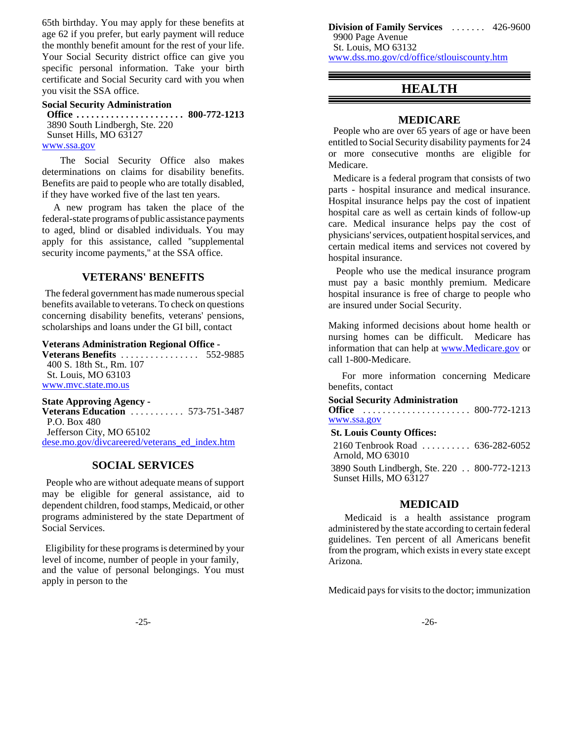65th birthday. You may apply for these benefits at age 62 if you prefer, but early payment will reduce the monthly benefit amount for the rest of your life. Your Social Security district office can give you specific personal information. Take your birth certificate and Social Security card with you when you visit the SSA office.

**Social Security Administration Office . . . . . . . . . . . . . . . . . . . . . . 800-772-1213**
3890 South Lindbergh, Ste. 220
Sunset Hills, MO 63127
www.ssa.gov

The Social Security Office also makes determinations on claims for disability benefits. Benefits are paid to people who are totally disabled, if they have worked five of the last ten years.

A new program has taken the place of the federal-state programs of public assistance payments to aged, blind or disabled individuals. You may apply for this assistance, called "supplemental security income payments," at the SSA office.

## VETERANS' BENEFITS

The federal government has made numerous special benefits available to veterans. To check on questions concerning disability benefits, veterans' pensions, scholarships and loans under the GI bill, contact

**Veterans Administration Regional Office - Veterans Benefits** . . . . . . . . . . . . . . . . 552-9885
400 S. 18th St., Rm. 107
St. Louis, MO 63103
www.mvc.state.mo.us

**State Approving Agency - Veterans Education** . . . . . . . . . . . 573-751-3487
P.O. Box 480
Jefferson City, MO 65102
dese.mo.gov/divcareered/veterans_ed_index.htm

## SOCIAL SERVICES

People who are without adequate means of support may be eligible for general assistance, aid to dependent children, food stamps, Medicaid, or other programs administered by the state Department of Social Services.

Eligibility for these programs is determined by your level of income, number of people in your family, and the value of personal belongings. You must apply in person to the

**Division of Family Services** . . . . . . . 426-9600
9900 Page Avenue
St. Louis, MO 63132
www.dss.mo.gov/cd/office/stlouiscounty.htm

# HEALTH

## MEDICARE

People who are over 65 years of age or have been entitled to Social Security disability payments for 24 or more consecutive months are eligible for Medicare.

Medicare is a federal program that consists of two parts - hospital insurance and medical insurance. Hospital insurance helps pay the cost of inpatient hospital care as well as certain kinds of follow-up care. Medical insurance helps pay the cost of physicians' services, outpatient hospital services, and certain medical items and services not covered by hospital insurance.

People who use the medical insurance program must pay a basic monthly premium. Medicare hospital insurance is free of charge to people who are insured under Social Security.

Making informed decisions about home health or nursing homes can be difficult. Medicare has information that can help at www.Medicare.gov or call 1-800-Medicare.

For more information concerning Medicare benefits, contact

**Social Security Administration Office** . . . . . . . . . . . . . . . . . . . . . . 800-772-1213
www.ssa.gov

**St. Louis County Offices:**

2160 Tenbrook Road . . . . . . . . . . 636-282-6052
Arnold, MO 63010

3890 South Lindbergh, Ste. 220 . . 800-772-1213
Sunset Hills, MO 63127

## MEDICAID

Medicaid is a health assistance program administered by the state according to certain federal guidelines. Ten percent of all Americans benefit from the program, which exists in every state except Arizona.

Medicaid pays for visits to the doctor; immunization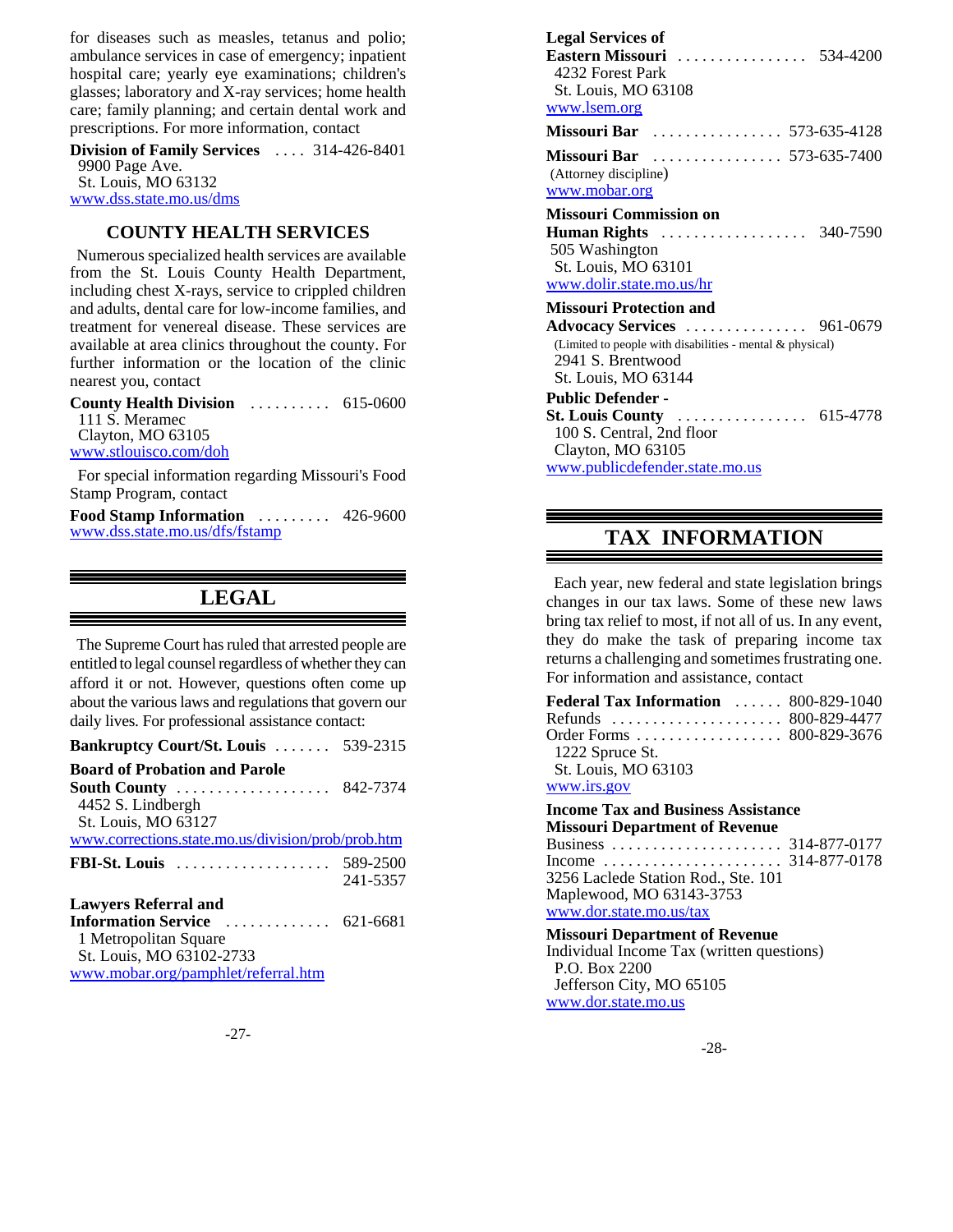for diseases such as measles, tetanus and polio; ambulance services in case of emergency; inpatient hospital care; yearly eye examinations; children's glasses; laboratory and X-ray services; home health care; family planning; and certain dental work and prescriptions. For more information, contact

**Division of Family Services** .... 314-426-8401
9900 Page Ave.
St. Louis, MO 63132
www.dss.state.mo.us/dms

### COUNTY HEALTH SERVICES

Numerous specialized health services are available from the St. Louis County Health Department, including chest X-rays, service to crippled children and adults, dental care for low-income families, and treatment for venereal disease. These services are available at area clinics throughout the county. For further information or the location of the clinic nearest you, contact

**County Health Division** .......... 615-0600
111 S. Meramec
Clayton, MO 63105
www.stlouisco.com/doh

For special information regarding Missouri's Food Stamp Program, contact

**Food Stamp Information** ......... 426-9600
www.dss.state.mo.us/dfs/fstamp

## LEGAL

The Supreme Court has ruled that arrested people are entitled to legal counsel regardless of whether they can afford it or not. However, questions often come up about the various laws and regulations that govern our daily lives. For professional assistance contact:

**Bankruptcy Court/St. Louis** ....... 539-2315

**Board of Probation and Parole South County** .................. 842-7374
4452 S. Lindbergh
St. Louis, MO 63127
www.corrections.state.mo.us/division/prob/prob.htm

**FBI-St. Louis** .................. 589-2500
241-5357

**Lawyers Referral and Information Service** ............. 621-6681
1 Metropolitan Square
St. Louis, MO 63102-2733
www.mobar.org/pamphlet/referral.htm

**Legal Services of Eastern Missouri** ................ 534-4200
4232 Forest Park
St. Louis, MO 63108
www.lsem.org

**Missouri Bar** ................ 573-635-4128

**Missouri Bar** ................ 573-635-7400
(Attorney discipline)
www.mobar.org

**Missouri Commission on Human Rights** .................. 340-7590
505 Washington
St. Louis, MO 63101
www.dolir.state.mo.us/hr

**Missouri Protection and Advocacy Services** ............... 961-0679
(Limited to people with disabilities - mental & physical)
2941 S. Brentwood
St. Louis, MO 63144

**Public Defender - St. Louis County** ................ 615-4778
100 S. Central, 2nd floor
Clayton, MO 63105
www.publicdefender.state.mo.us

## TAX INFORMATION

Each year, new federal and state legislation brings changes in our tax laws. Some of these new laws bring tax relief to most, if not all of us. In any event, they do make the task of preparing income tax returns a challenging and sometimes frustrating one. For information and assistance, contact

**Federal Tax Information** ...... 800-829-1040
Refunds ..................... 800-829-4477
Order Forms .................. 800-829-3676
1222 Spruce St.
St. Louis, MO 63103
www.irs.gov

**Income Tax and Business Assistance**
**Missouri Department of Revenue**
Business ..................... 314-877-0177
Income ...................... 314-877-0178
3256 Laclede Station Rod., Ste. 101
Maplewood, MO 63143-3753
www.dor.state.mo.us/tax

**Missouri Department of Revenue**
Individual Income Tax (written questions)
P.O. Box 2200
Jefferson City, MO 65105
www.dor.state.mo.us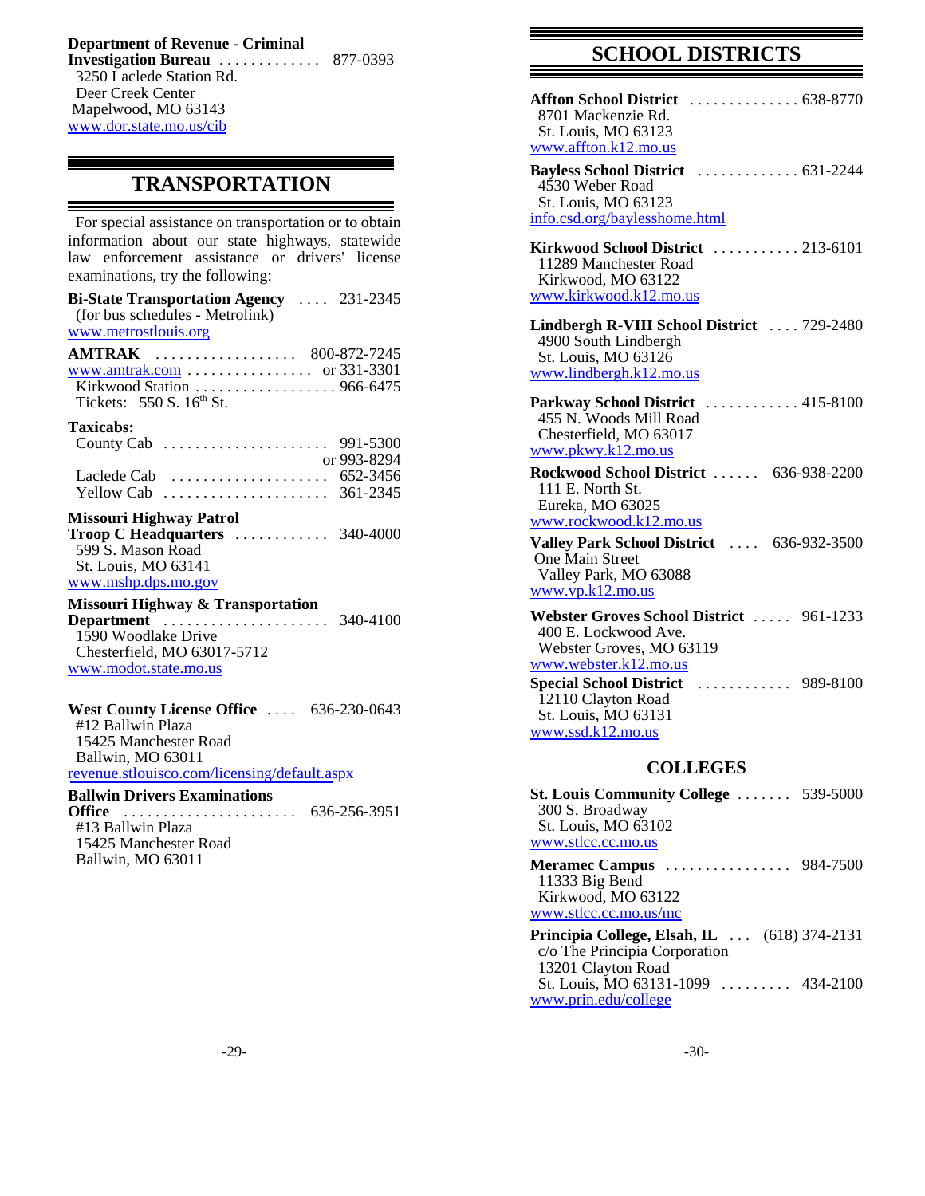**Department of Revenue - Criminal Investigation Bureau** ............. 877-0393
3250 Laclede Station Rd.
Deer Creek Center
Mapelwood, MO 63143
www.dor.state.mo.us/cib

## TRANSPORTATION

For special assistance on transportation or to obtain information about our state highways, statewide law enforcement assistance or drivers' license examinations, try the following:

**Bi-State Transportation Agency** .... 231-2345
(for bus schedules - Metrolink)
www.metrostlouis.org

**AMTRAK** .................. 800-872-7245
www.amtrak.com ................ or 331-3301
Kirkwood Station .................. 966-6475
Tickets: 550 S. 16th St.

**Taxicabs:**
County Cab ..................... 991-5300
or 993-8294
Laclede Cab .................... 652-3456
Yellow Cab ..................... 361-2345

**Missouri Highway Patrol Troop C Headquarters** ............ 340-4000
599 S. Mason Road
St. Louis, MO 63141
www.mshp.dps.mo.gov

**Missouri Highway & Transportation Department** ..................... 340-4100
1590 Woodlake Drive
Chesterfield, MO 63017-5712
www.modot.state.mo.us

**West County License Office** .... 636-230-0643
#12 Ballwin Plaza
15425 Manchester Road
Ballwin, MO 63011
revenue.stlouisco.com/licensing/default.aspx

**Ballwin Drivers Examinations Office** ...................... 636-256-3951
#13 Ballwin Plaza
15425 Manchester Road
Ballwin, MO 63011

## SCHOOL DISTRICTS

**Affton School District** .............. 638-8770
8701 Mackenzie Rd.
St. Louis, MO 63123
www.affton.k12.mo.us

**Bayless School District** ............. 631-2244
4530 Weber Road
St. Louis, MO 63123
info.csd.org/baylesshome.html

**Kirkwood School District** ........... 213-6101
11289 Manchester Road
Kirkwood, MO 63122
www.kirkwood.k12.mo.us

**Lindbergh R-VIII School District** .... 729-2480
4900 South Lindbergh
St. Louis, MO 63126
www.lindbergh.k12.mo.us

**Parkway School District** ............ 415-8100
455 N. Woods Mill Road
Chesterfield, MO 63017
www.pkwy.k12.mo.us

**Rockwood School District** ...... 636-938-2200
111 E. North St.
Eureka, MO 63025
www.rockwood.k12.mo.us

**Valley Park School District** .... 636-932-3500
One Main Street
Valley Park, MO 63088
www.vp.k12.mo.us

**Webster Groves School District** ..... 961-1233
400 E. Lockwood Ave.
Webster Groves, MO 63119
www.webster.k12.mo.us

**Special School District** ............ 989-8100
12110 Clayton Road
St. Louis, MO 63131
www.ssd.k12.mo.us

### COLLEGES

**St. Louis Community College** ....... 539-5000
300 S. Broadway
St. Louis, MO 63102
www.stlcc.cc.mo.us

**Meramec Campus** ................ 984-7500
11333 Big Bend
Kirkwood, MO 63122
www.stlcc.cc.mo.us/mc

**Principia College, Elsah, IL** ... (618) 374-2131
c/o The Principia Corporation
13201 Clayton Road
St. Louis, MO 63131-1099 ......... 434-2100
www.prin.edu/college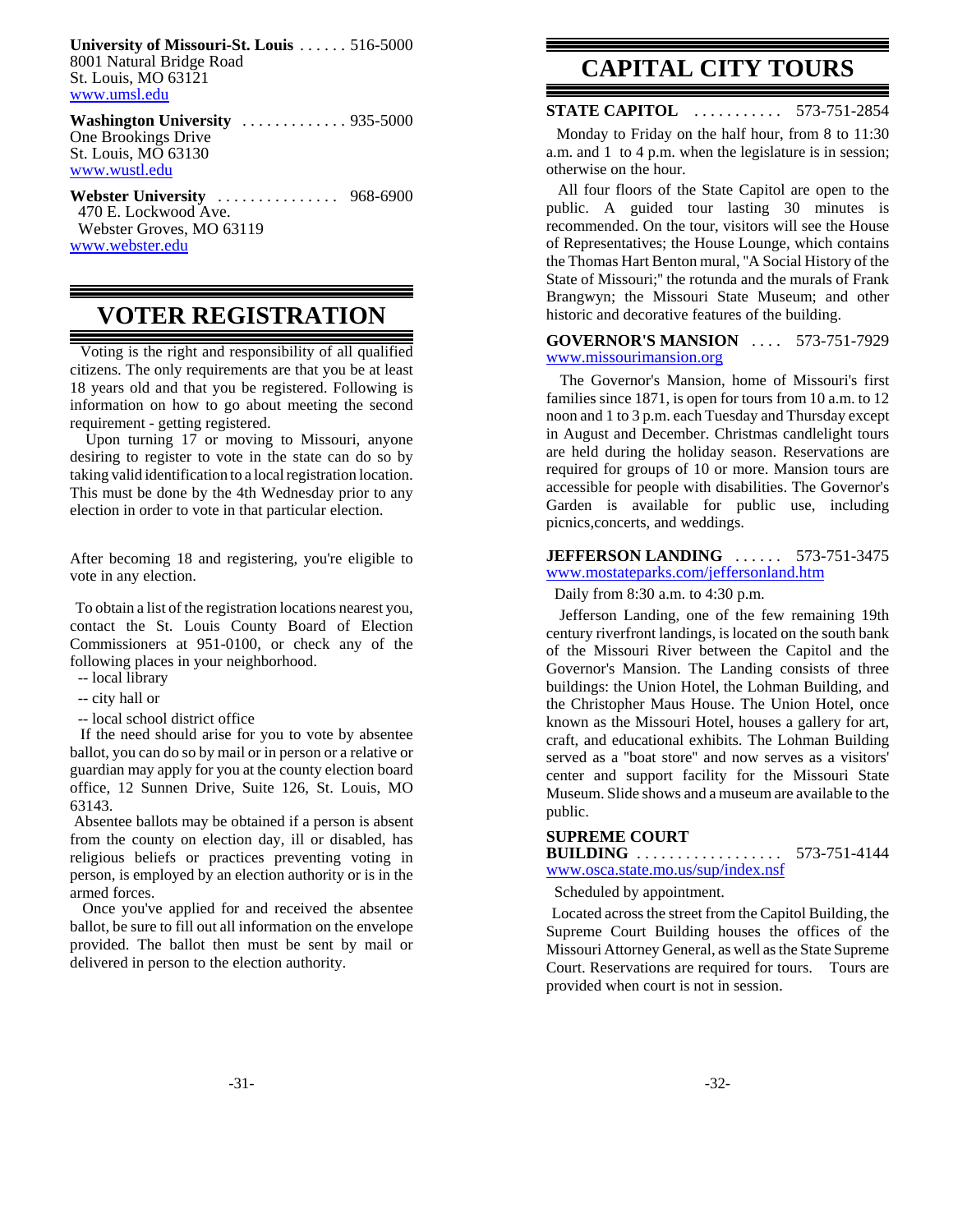**University of Missouri-St. Louis** . . . . . . 516-5000
8001 Natural Bridge Road
St. Louis, MO 63121
www.umsl.edu

**Washington University** . . . . . . . . . . . . . 935-5000
One Brookings Drive
St. Louis, MO 63130
www.wustl.edu

**Webster University** . . . . . . . . . . . . . . . 968-6900
470 E. Lockwood Ave.
Webster Groves, MO 63119
www.webster.edu

# VOTER REGISTRATION

Voting is the right and responsibility of all qualified citizens. The only requirements are that you be at least 18 years old and that you be registered. Following is information on how to go about meeting the second requirement - getting registered.

Upon turning 17 or moving to Missouri, anyone desiring to register to vote in the state can do so by taking valid identification to a local registration location. This must be done by the 4th Wednesday prior to any election in order to vote in that particular election.

After becoming 18 and registering, you're eligible to vote in any election.

To obtain a list of the registration locations nearest you, contact the St. Louis County Board of Election Commissioners at 951-0100, or check any of the following places in your neighborhood.

-- local library

-- city hall or

-- local school district office

If the need should arise for you to vote by absentee ballot, you can do so by mail or in person or a relative or guardian may apply for you at the county election board office, 12 Sunnen Drive, Suite 126, St. Louis, MO 63143.

Absentee ballots may be obtained if a person is absent from the county on election day, ill or disabled, has religious beliefs or practices preventing voting in person, is employed by an election authority or is in the armed forces.

Once you've applied for and received the absentee ballot, be sure to fill out all information on the envelope provided. The ballot then must be sent by mail or delivered in person to the election authority.

# CAPITAL CITY TOURS

**STATE CAPITOL** . . . . . . . . . . . 573-751-2854

Monday to Friday on the half hour, from 8 to 11:30 a.m. and 1 to 4 p.m. when the legislature is in session; otherwise on the hour.

All four floors of the State Capitol are open to the public. A guided tour lasting 30 minutes is recommended. On the tour, visitors will see the House of Representatives; the House Lounge, which contains the Thomas Hart Benton mural, "A Social History of the State of Missouri;" the rotunda and the murals of Frank Brangwyn; the Missouri State Museum; and other historic and decorative features of the building.

**GOVERNOR'S MANSION** . . . . 573-751-7929
www.missourimansion.org

The Governor's Mansion, home of Missouri's first families since 1871, is open for tours from 10 a.m. to 12 noon and 1 to 3 p.m. each Tuesday and Thursday except in August and December. Christmas candlelight tours are held during the holiday season. Reservations are required for groups of 10 or more. Mansion tours are accessible for people with disabilities. The Governor's Garden is available for public use, including picnics,concerts, and weddings.

**JEFFERSON LANDING** . . . . . . 573-751-3475
www.mostateparks.com/jeffersonland.htm

Daily from 8:30 a.m. to 4:30 p.m.

Jefferson Landing, one of the few remaining 19th century riverfront landings, is located on the south bank of the Missouri River between the Capitol and the Governor's Mansion. The Landing consists of three buildings: the Union Hotel, the Lohman Building, and the Christopher Maus House. The Union Hotel, once known as the Missouri Hotel, houses a gallery for art, craft, and educational exhibits. The Lohman Building served as a "boat store" and now serves as a visitors' center and support facility for the Missouri State Museum. Slide shows and a museum are available to the public.

**SUPREME COURT BUILDING** . . . . . . . . . . . . . . . . . . 573-751-4144
www.osca.state.mo.us/sup/index.nsf

Scheduled by appointment.

Located across the street from the Capitol Building, the Supreme Court Building houses the offices of the Missouri Attorney General, as well as the State Supreme Court. Reservations are required for tours. Tours are provided when court is not in session.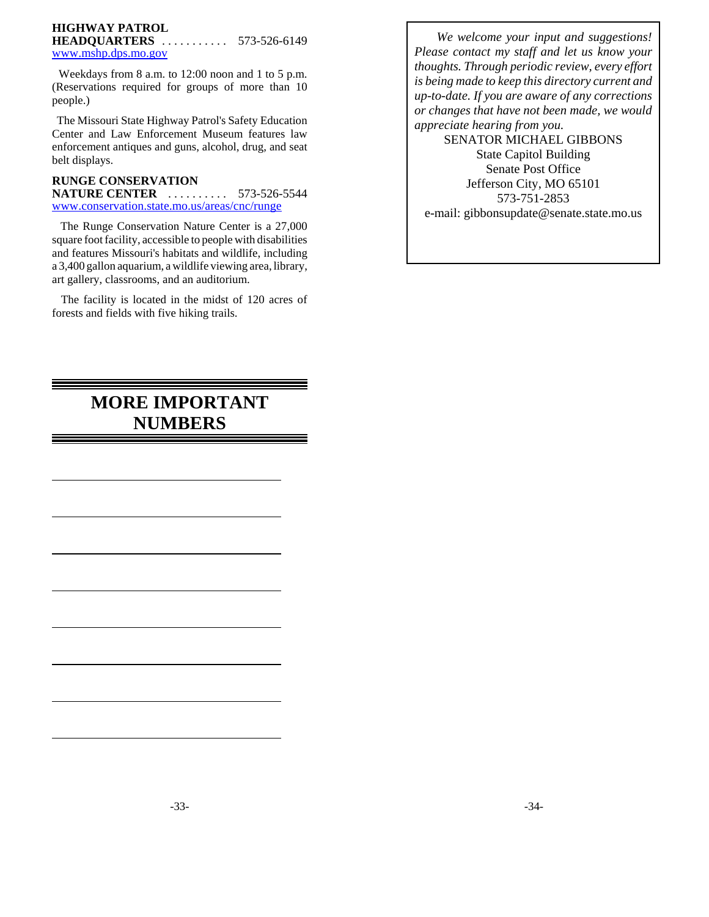**HIGHWAY PATROL HEADQUARTERS** . . . . . . . . . . . 573-526-6149
www.mshp.dps.mo.gov

Weekdays from 8 a.m. to 12:00 noon and 1 to 5 p.m. (Reservations required for groups of more than 10 people.)

The Missouri State Highway Patrol's Safety Education Center and Law Enforcement Museum features law enforcement antiques and guns, alcohol, drug, and seat belt displays.

**RUNGE CONSERVATION NATURE CENTER** . . . . . . . . . . 573-526-5544
www.conservation.state.mo.us/areas/cnc/runge

The Runge Conservation Nature Center is a 27,000 square foot facility, accessible to people with disabilities and features Missouri's habitats and wildlife, including a 3,400 gallon aquarium, a wildlife viewing area, library, art gallery, classrooms, and an auditorium.

The facility is located in the midst of 120 acres of forests and fields with five hiking trails.

## MORE IMPORTANT NUMBERS

______________________________

______________________________

______________________________

______________________________

______________________________

______________________________

______________________________

______________________________

*We welcome your input and suggestions! Please contact my staff and let us know your thoughts. Through periodic review, every effort is being made to keep this directory current and up-to-date. If you are aware of any corrections or changes that have not been made, we would appreciate hearing from you.*

SENATOR MICHAEL GIBBONS
State Capitol Building
Senate Post Office
Jefferson City, MO 65101
573-751-2853
e-mail: gibbonsupdate@senate.state.mo.us